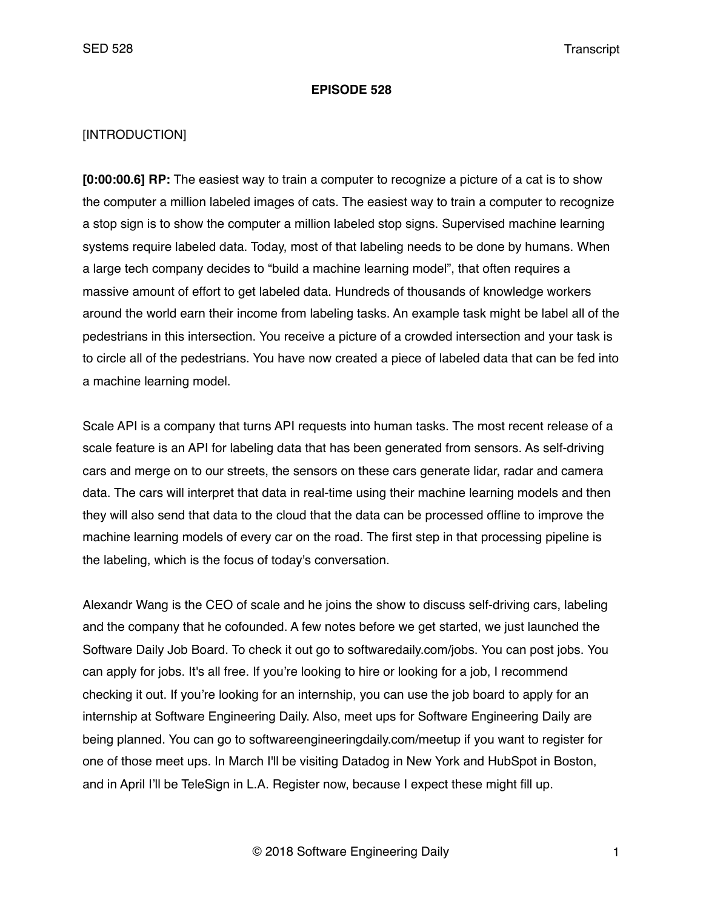# EPISODE 528

[INTRODUCTION]

**[0:00:00.6] RP:** The easiest way to train a computer to recognize a picture of a cat is to show the computer a million labeled images of cats. The easiest way to train a computer to recognize a stop sign is to show the computer a million labeled stop signs. Supervised machine learning systems require labeled data. Today, most of that labeling needs to be done by humans. When a large tech company decides to "build a machine learning model", that often requires a massive amount of effort to get labeled data. Hundreds of thousands of knowledge workers around the world earn their income from labeling tasks. An example task might be label all of the pedestrians in this intersection. You receive a picture of a crowded intersection and your task is to circle all of the pedestrians. You have now created a piece of labeled data that can be fed into a machine learning model.

Scale API is a company that turns API requests into human tasks. The most recent release of a scale feature is an API for labeling data that has been generated from sensors. As self-driving cars and merge on to our streets, the sensors on these cars generate lidar, radar and camera data. The cars will interpret that data in real-time using their machine learning models and then they will also send that data to the cloud that the data can be processed offline to improve the machine learning models of every car on the road. The first step in that processing pipeline is the labeling, which is the focus of today's conversation.

Alexandr Wang is the CEO of scale and he joins the show to discuss self-driving cars, labeling and the company that he cofounded. A few notes before we get started, we just launched the Software Daily Job Board. To check it out go to softwaredaily.com/jobs. You can post jobs. You can apply for jobs. It's all free. If you're looking to hire or looking for a job, I recommend checking it out. If you're looking for an internship, you can use the job board to apply for an internship at Software Engineering Daily. Also, meet ups for Software Engineering Daily are being planned. You can go to softwareengineeringdaily.com/meetup if you want to register for one of those meet ups. In March I'll be visiting Datadog in New York and HubSpot in Boston, and in April I'll be TeleSign in L.A. Register now, because I expect these might fill up.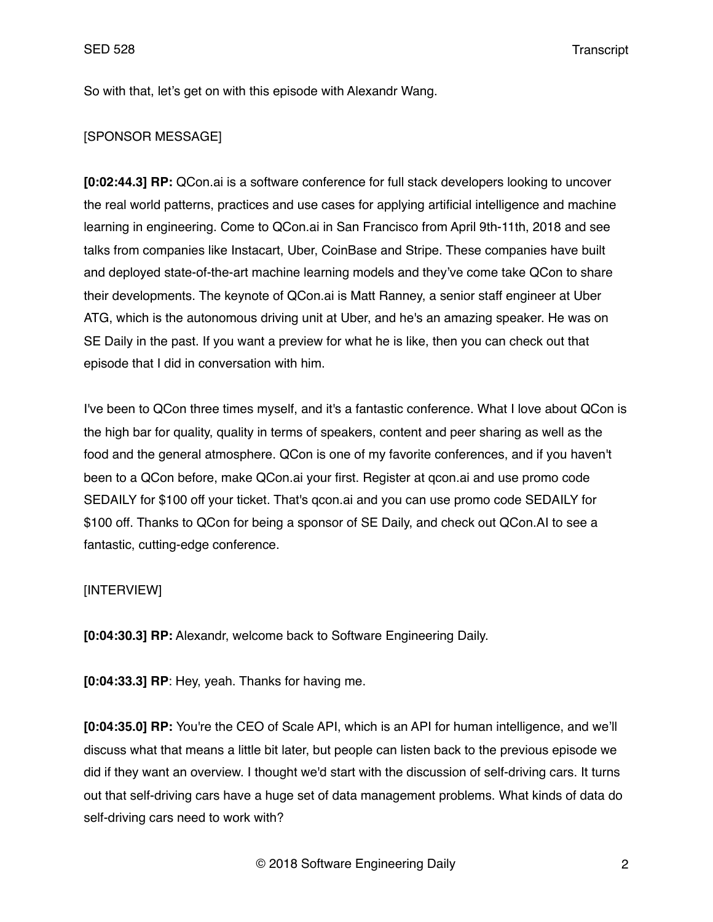So with that, let's get on with this episode with Alexandr Wang.

[SPONSOR MESSAGE]

**[0:02:44.3] RP:** QCon.ai is a software conference for full stack developers looking to uncover the real world patterns, practices and use cases for applying artificial intelligence and machine learning in engineering. Come to QCon.ai in San Francisco from April 9th-11th, 2018 and see talks from companies like Instacart, Uber, CoinBase and Stripe. These companies have built and deployed state-of-the-art machine learning models and they've come take QCon to share their developments. The keynote of QCon.ai is Matt Ranney, a senior staff engineer at Uber ATG, which is the autonomous driving unit at Uber, and he's an amazing speaker. He was on SE Daily in the past. If you want a preview for what he is like, then you can check out that episode that I did in conversation with him.

I've been to QCon three times myself, and it's a fantastic conference. What I love about QCon is the high bar for quality, quality in terms of speakers, content and peer sharing as well as the food and the general atmosphere. QCon is one of my favorite conferences, and if you haven't been to a QCon before, make QCon.ai your first. Register at qcon.ai and use promo code SEDAILY for $100 off your ticket. That's qcon.ai and you can use promo code SEDAILY for $100 off. Thanks to QCon for being a sponsor of SE Daily, and check out QCon.AI to see a fantastic, cutting-edge conference.

[INTERVIEW]

**[0:04:30.3] RP:** Alexandr, welcome back to Software Engineering Daily.

**[0:04:33.3] RP**: Hey, yeah. Thanks for having me.

**[0:04:35.0] RP:** You're the CEO of Scale API, which is an API for human intelligence, and we'll discuss what that means a little bit later, but people can listen back to the previous episode we did if they want an overview. I thought we'd start with the discussion of self-driving cars. It turns out that self-driving cars have a huge set of data management problems. What kinds of data do self-driving cars need to work with?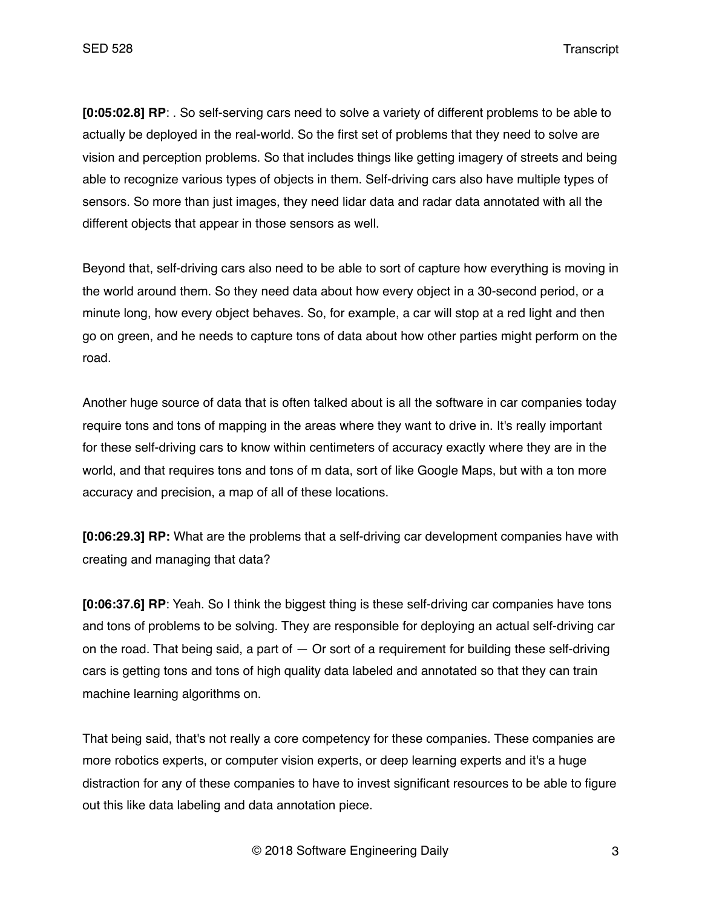**[0:05:02.8] RP**: . So self-serving cars need to solve a variety of different problems to be able to actually be deployed in the real-world. So the first set of problems that they need to solve are vision and perception problems. So that includes things like getting imagery of streets and being able to recognize various types of objects in them. Self-driving cars also have multiple types of sensors. So more than just images, they need lidar data and radar data annotated with all the different objects that appear in those sensors as well.

Beyond that, self-driving cars also need to be able to sort of capture how everything is moving in the world around them. So they need data about how every object in a 30-second period, or a minute long, how every object behaves. So, for example, a car will stop at a red light and then go on green, and he needs to capture tons of data about how other parties might perform on the road.

Another huge source of data that is often talked about is all the software in car companies today require tons and tons of mapping in the areas where they want to drive in. It's really important for these self-driving cars to know within centimeters of accuracy exactly where they are in the world, and that requires tons and tons of m data, sort of like Google Maps, but with a ton more accuracy and precision, a map of all of these locations.

**[0:06:29.3] RP:** What are the problems that a self-driving car development companies have with creating and managing that data?

**[0:06:37.6] RP**: Yeah. So I think the biggest thing is these self-driving car companies have tons and tons of problems to be solving. They are responsible for deploying an actual self-driving car on the road. That being said, a part of — Or sort of a requirement for building these self-driving cars is getting tons and tons of high quality data labeled and annotated so that they can train machine learning algorithms on.

That being said, that's not really a core competency for these companies. These companies are more robotics experts, or computer vision experts, or deep learning experts and it's a huge distraction for any of these companies to have to invest significant resources to be able to figure out this like data labeling and data annotation piece.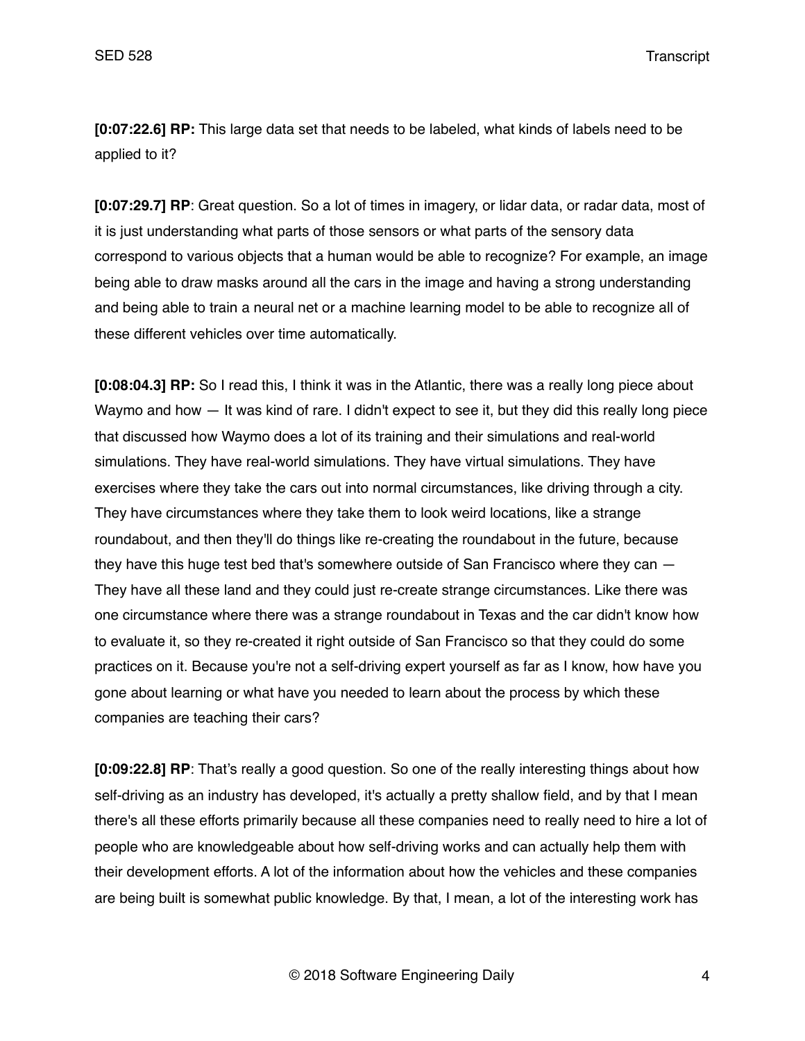**[0:07:22.6] RP:** This large data set that needs to be labeled, what kinds of labels need to be applied to it?

**[0:07:29.7] RP**: Great question. So a lot of times in imagery, or lidar data, or radar data, most of it is just understanding what parts of those sensors or what parts of the sensory data correspond to various objects that a human would be able to recognize? For example, an image being able to draw masks around all the cars in the image and having a strong understanding and being able to train a neural net or a machine learning model to be able to recognize all of these different vehicles over time automatically.

**[0:08:04.3] RP:** So I read this, I think it was in the Atlantic, there was a really long piece about Waymo and how — It was kind of rare. I didn't expect to see it, but they did this really long piece that discussed how Waymo does a lot of its training and their simulations and real-world simulations. They have real-world simulations. They have virtual simulations. They have exercises where they take the cars out into normal circumstances, like driving through a city. They have circumstances where they take them to look weird locations, like a strange roundabout, and then they'll do things like re-creating the roundabout in the future, because they have this huge test bed that's somewhere outside of San Francisco where they can — They have all these land and they could just re-create strange circumstances. Like there was one circumstance where there was a strange roundabout in Texas and the car didn't know how to evaluate it, so they re-created it right outside of San Francisco so that they could do some practices on it. Because you're not a self-driving expert yourself as far as I know, how have you gone about learning or what have you needed to learn about the process by which these companies are teaching their cars?

**[0:09:22.8] RP**: That's really a good question. So one of the really interesting things about how self-driving as an industry has developed, it's actually a pretty shallow field, and by that I mean there's all these efforts primarily because all these companies need to really need to hire a lot of people who are knowledgeable about how self-driving works and can actually help them with their development efforts. A lot of the information about how the vehicles and these companies are being built is somewhat public knowledge. By that, I mean, a lot of the interesting work has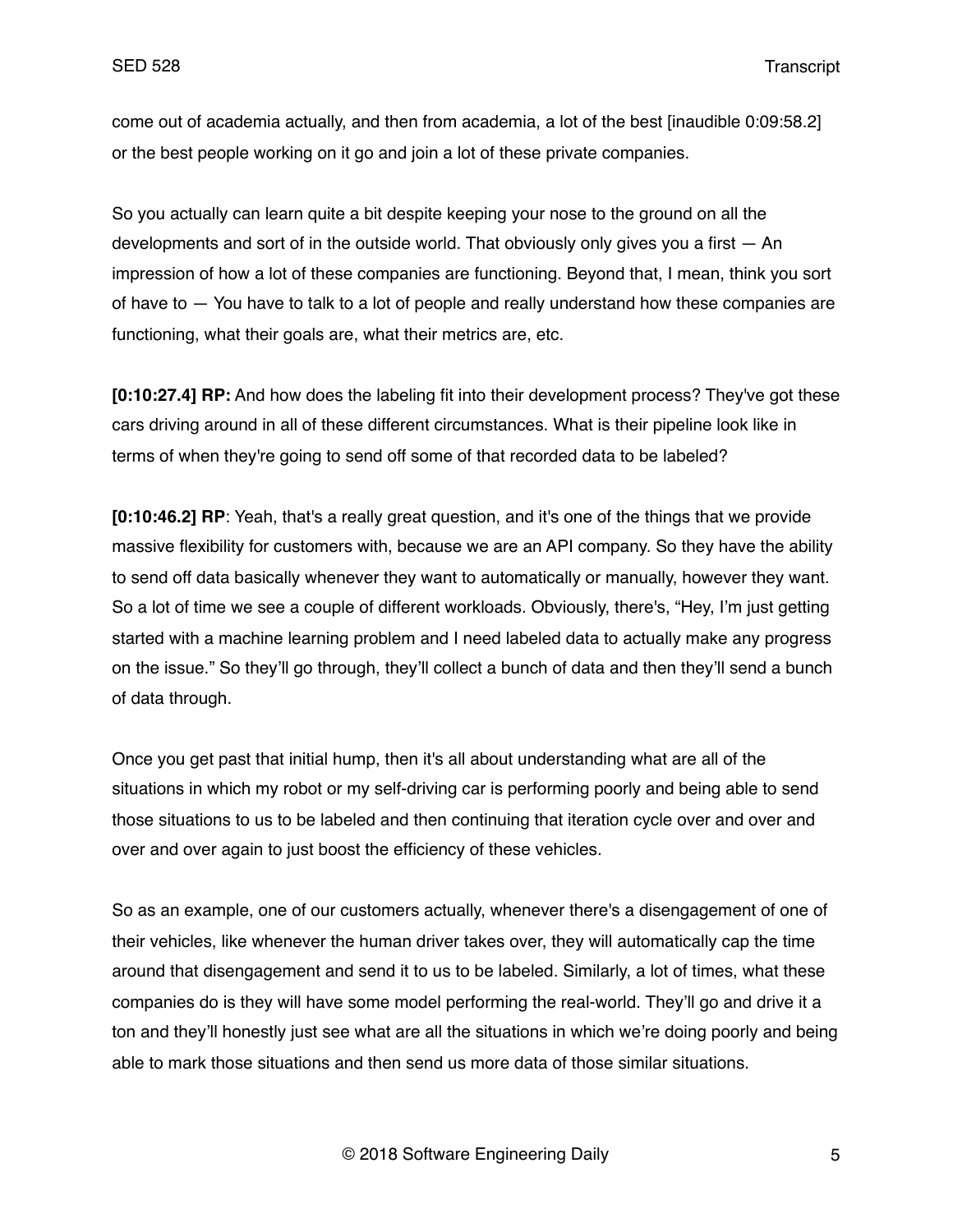come out of academia actually, and then from academia, a lot of the best [inaudible 0:09:58.2] or the best people working on it go and join a lot of these private companies.

So you actually can learn quite a bit despite keeping your nose to the ground on all the developments and sort of in the outside world. That obviously only gives you a first — An impression of how a lot of these companies are functioning. Beyond that, I mean, think you sort of have to — You have to talk to a lot of people and really understand how these companies are functioning, what their goals are, what their metrics are, etc.

**[0:10:27.4] RP:** And how does the labeling fit into their development process? They've got these cars driving around in all of these different circumstances. What is their pipeline look like in terms of when they're going to send off some of that recorded data to be labeled?

**[0:10:46.2] RP**: Yeah, that's a really great question, and it's one of the things that we provide massive flexibility for customers with, because we are an API company. So they have the ability to send off data basically whenever they want to automatically or manually, however they want. So a lot of time we see a couple of different workloads. Obviously, there's, "Hey, I'm just getting started with a machine learning problem and I need labeled data to actually make any progress on the issue." So they'll go through, they'll collect a bunch of data and then they'll send a bunch of data through.

Once you get past that initial hump, then it's all about understanding what are all of the situations in which my robot or my self-driving car is performing poorly and being able to send those situations to us to be labeled and then continuing that iteration cycle over and over and over and over again to just boost the efficiency of these vehicles.

So as an example, one of our customers actually, whenever there's a disengagement of one of their vehicles, like whenever the human driver takes over, they will automatically cap the time around that disengagement and send it to us to be labeled. Similarly, a lot of times, what these companies do is they will have some model performing the real-world. They'll go and drive it a ton and they'll honestly just see what are all the situations in which we're doing poorly and being able to mark those situations and then send us more data of those similar situations.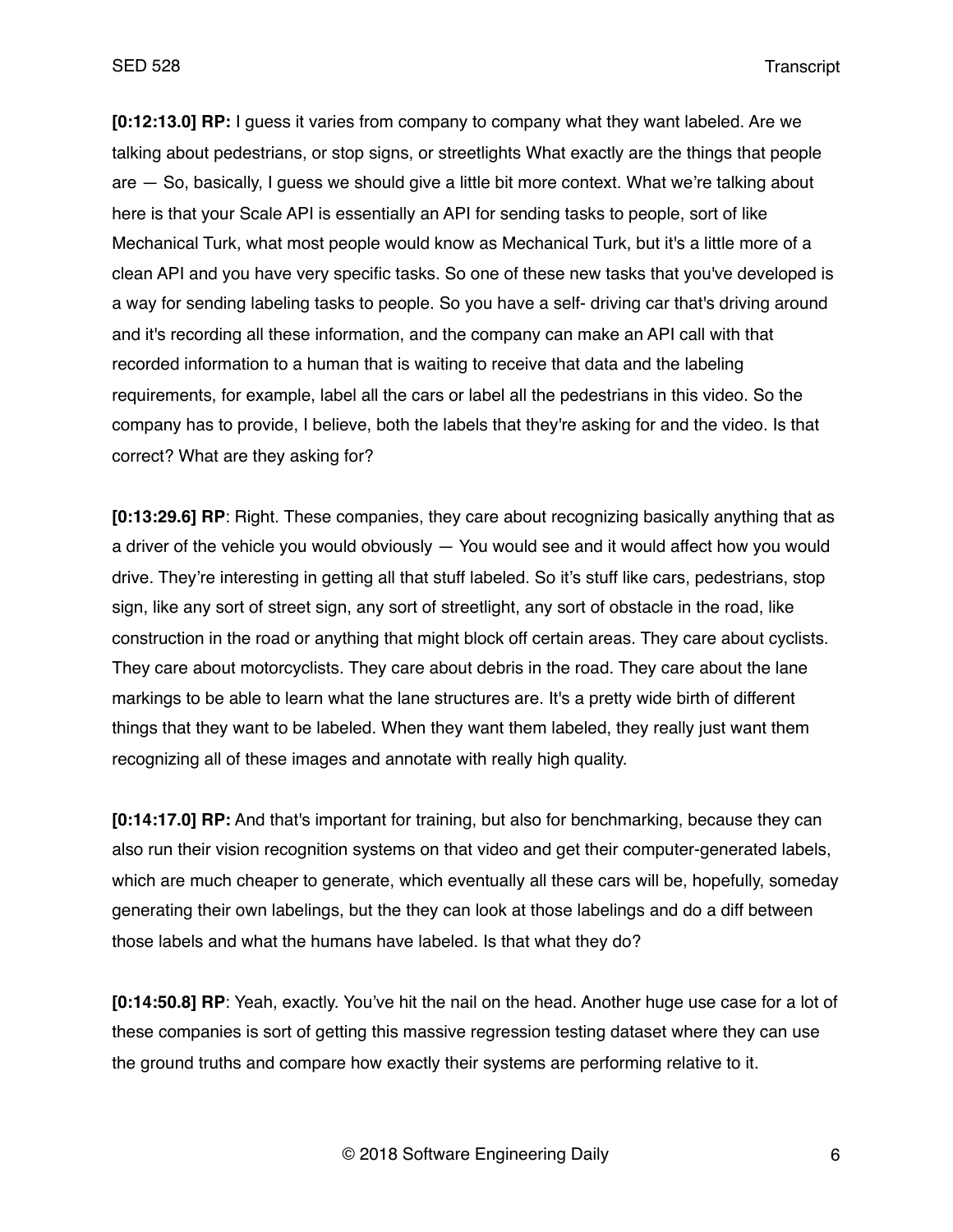**[0:12:13.0] RP:** I guess it varies from company to company what they want labeled. Are we talking about pedestrians, or stop signs, or streetlights What exactly are the things that people are — So, basically, I guess we should give a little bit more context. What we're talking about here is that your Scale API is essentially an API for sending tasks to people, sort of like Mechanical Turk, what most people would know as Mechanical Turk, but it's a little more of a clean API and you have very specific tasks. So one of these new tasks that you've developed is a way for sending labeling tasks to people. So you have a self- driving car that's driving around and it's recording all these information, and the company can make an API call with that recorded information to a human that is waiting to receive that data and the labeling requirements, for example, label all the cars or label all the pedestrians in this video. So the company has to provide, I believe, both the labels that they're asking for and the video. Is that correct? What are they asking for?

**[0:13:29.6] RP**: Right. These companies, they care about recognizing basically anything that as a driver of the vehicle you would obviously — You would see and it would affect how you would drive. They're interesting in getting all that stuff labeled. So it's stuff like cars, pedestrians, stop sign, like any sort of street sign, any sort of streetlight, any sort of obstacle in the road, like construction in the road or anything that might block off certain areas. They care about cyclists. They care about motorcyclists. They care about debris in the road. They care about the lane markings to be able to learn what the lane structures are. It's a pretty wide birth of different things that they want to be labeled. When they want them labeled, they really just want them recognizing all of these images and annotate with really high quality.

**[0:14:17.0] RP:** And that's important for training, but also for benchmarking, because they can also run their vision recognition systems on that video and get their computer-generated labels, which are much cheaper to generate, which eventually all these cars will be, hopefully, someday generating their own labelings, but the they can look at those labelings and do a diff between those labels and what the humans have labeled. Is that what they do?

**[0:14:50.8] RP**: Yeah, exactly. You've hit the nail on the head. Another huge use case for a lot of these companies is sort of getting this massive regression testing dataset where they can use the ground truths and compare how exactly their systems are performing relative to it.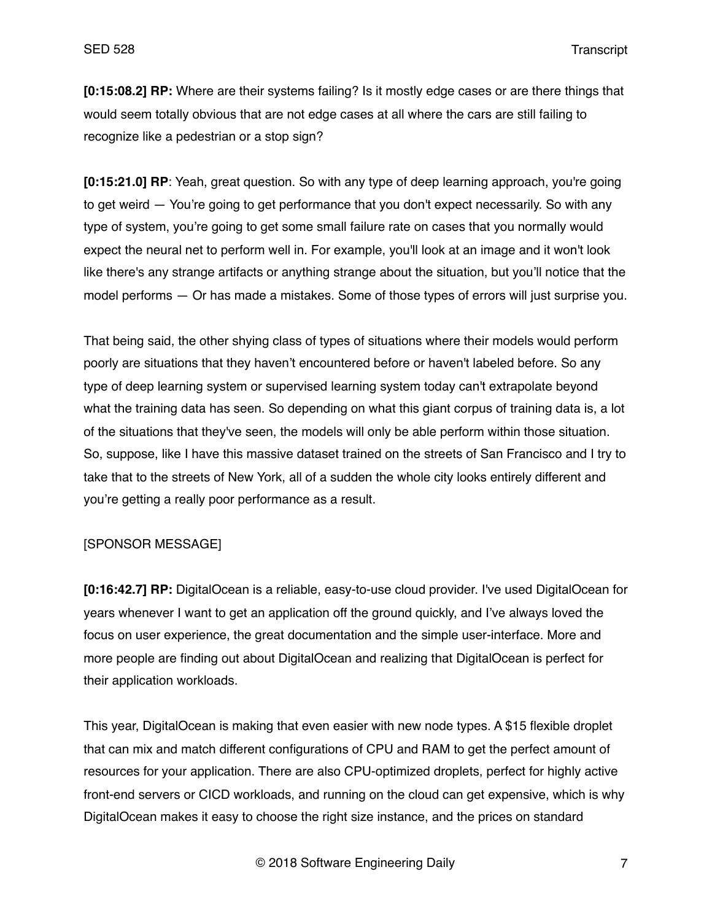**[0:15:08.2] RP:** Where are their systems failing? Is it mostly edge cases or are there things that would seem totally obvious that are not edge cases at all where the cars are still failing to recognize like a pedestrian or a stop sign?

**[0:15:21.0] RP**: Yeah, great question. So with any type of deep learning approach, you're going to get weird — You're going to get performance that you don't expect necessarily. So with any type of system, you're going to get some small failure rate on cases that you normally would expect the neural net to perform well in. For example, you'll look at an image and it won't look like there's any strange artifacts or anything strange about the situation, but you'll notice that the model performs — Or has made a mistakes. Some of those types of errors will just surprise you.

That being said, the other shying class of types of situations where their models would perform poorly are situations that they haven't encountered before or haven't labeled before. So any type of deep learning system or supervised learning system today can't extrapolate beyond what the training data has seen. So depending on what this giant corpus of training data is, a lot of the situations that they've seen, the models will only be able perform within those situation. So, suppose, like I have this massive dataset trained on the streets of San Francisco and I try to take that to the streets of New York, all of a sudden the whole city looks entirely different and you're getting a really poor performance as a result.

[SPONSOR MESSAGE]

**[0:16:42.7] RP:** DigitalOcean is a reliable, easy-to-use cloud provider. I've used DigitalOcean for years whenever I want to get an application off the ground quickly, and I've always loved the focus on user experience, the great documentation and the simple user-interface. More and more people are finding out about DigitalOcean and realizing that DigitalOcean is perfect for their application workloads.

This year, DigitalOcean is making that even easier with new node types. A $15 flexible droplet that can mix and match different configurations of CPU and RAM to get the perfect amount of resources for your application. There are also CPU-optimized droplets, perfect for highly active front-end servers or CICD workloads, and running on the cloud can get expensive, which is why DigitalOcean makes it easy to choose the right size instance, and the prices on standard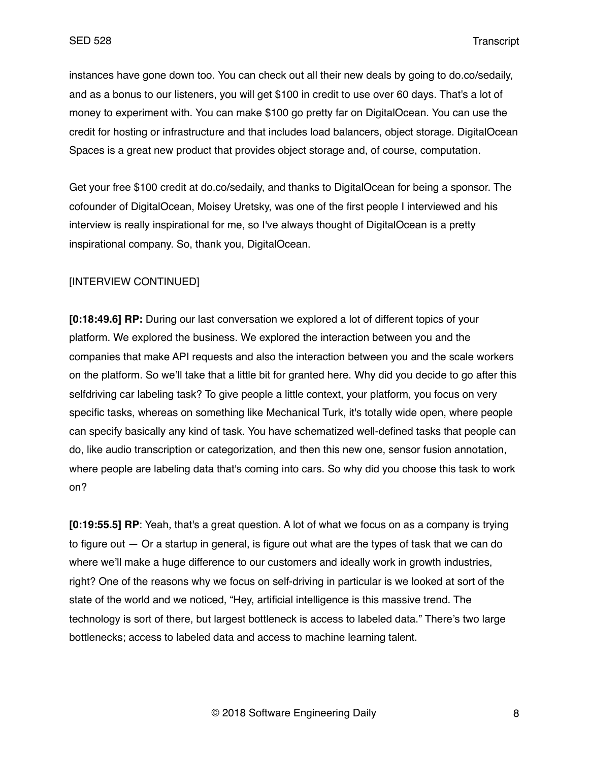instances have gone down too. You can check out all their new deals by going to do.co/sedaily, and as a bonus to our listeners, you will get $100 in credit to use over 60 days. That's a lot of money to experiment with. You can make $100 go pretty far on DigitalOcean. You can use the credit for hosting or infrastructure and that includes load balancers, object storage. DigitalOcean Spaces is a great new product that provides object storage and, of course, computation.

Get your free $100 credit at do.co/sedaily, and thanks to DigitalOcean for being a sponsor. The cofounder of DigitalOcean, Moisey Uretsky, was one of the first people I interviewed and his interview is really inspirational for me, so I've always thought of DigitalOcean is a pretty inspirational company. So, thank you, DigitalOcean.

[INTERVIEW CONTINUED]

**[0:18:49.6] RP:** During our last conversation we explored a lot of different topics of your platform. We explored the business. We explored the interaction between you and the companies that make API requests and also the interaction between you and the scale workers on the platform. So we'll take that a little bit for granted here. Why did you decide to go after this selfdriving car labeling task? To give people a little context, your platform, you focus on very specific tasks, whereas on something like Mechanical Turk, it's totally wide open, where people can specify basically any kind of task. You have schematized well-defined tasks that people can do, like audio transcription or categorization, and then this new one, sensor fusion annotation, where people are labeling data that's coming into cars. So why did you choose this task to work on?

**[0:19:55.5] RP**: Yeah, that's a great question. A lot of what we focus on as a company is trying to figure out — Or a startup in general, is figure out what are the types of task that we can do where we'll make a huge difference to our customers and ideally work in growth industries, right? One of the reasons why we focus on self-driving in particular is we looked at sort of the state of the world and we noticed, "Hey, artificial intelligence is this massive trend. The technology is sort of there, but largest bottleneck is access to labeled data." There's two large bottlenecks; access to labeled data and access to machine learning talent.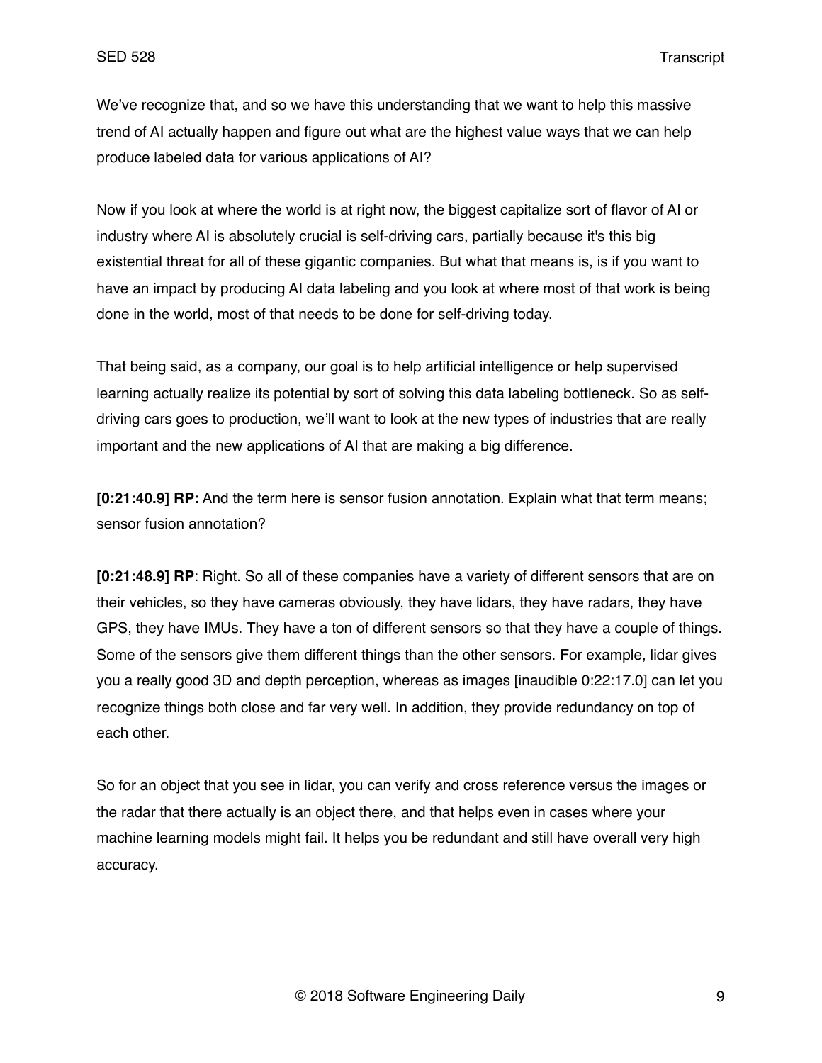We've recognize that, and so we have this understanding that we want to help this massive trend of AI actually happen and figure out what are the highest value ways that we can help produce labeled data for various applications of AI?

Now if you look at where the world is at right now, the biggest capitalize sort of flavor of AI or industry where AI is absolutely crucial is self-driving cars, partially because it's this big existential threat for all of these gigantic companies. But what that means is, is if you want to have an impact by producing AI data labeling and you look at where most of that work is being done in the world, most of that needs to be done for self-driving today.

That being said, as a company, our goal is to help artificial intelligence or help supervised learning actually realize its potential by sort of solving this data labeling bottleneck. So as self-driving cars goes to production, we'll want to look at the new types of industries that are really important and the new applications of AI that are making a big difference.

**[0:21:40.9] RP:** And the term here is sensor fusion annotation. Explain what that term means; sensor fusion annotation?

**[0:21:48.9] RP**: Right. So all of these companies have a variety of different sensors that are on their vehicles, so they have cameras obviously, they have lidars, they have radars, they have GPS, they have IMUs. They have a ton of different sensors so that they have a couple of things. Some of the sensors give them different things than the other sensors. For example, lidar gives you a really good 3D and depth perception, whereas as images [inaudible 0:22:17.0] can let you recognize things both close and far very well. In addition, they provide redundancy on top of each other.

So for an object that you see in lidar, you can verify and cross reference versus the images or the radar that there actually is an object there, and that helps even in cases where your machine learning models might fail. It helps you be redundant and still have overall very high accuracy.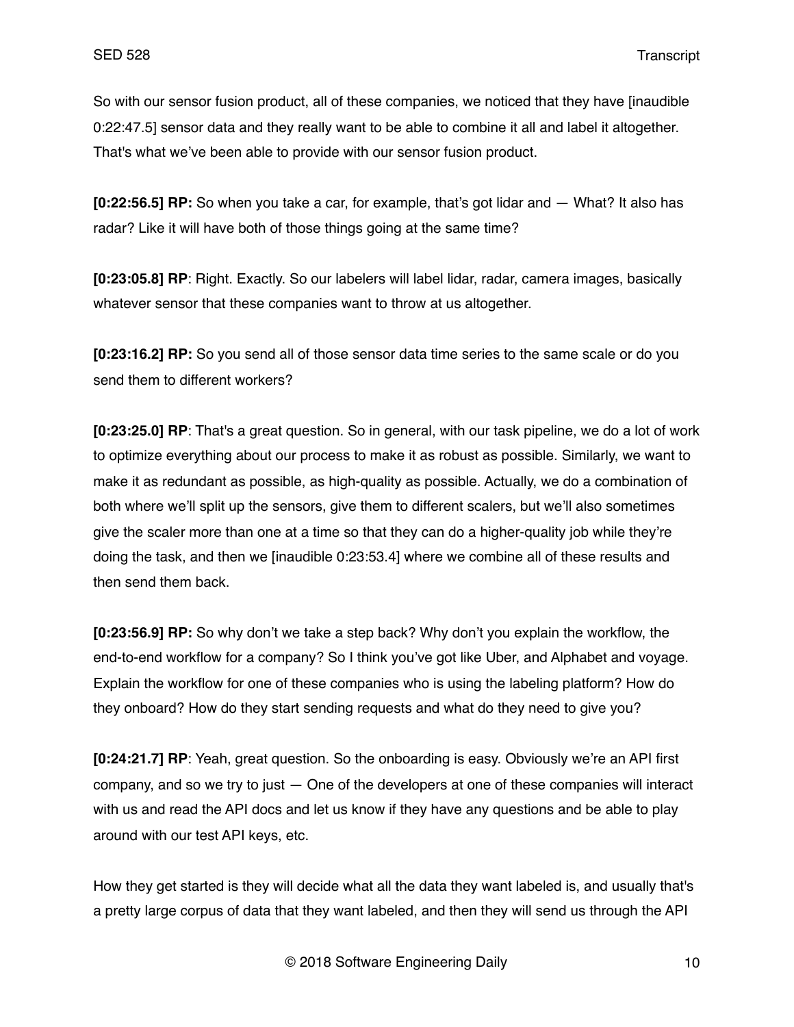So with our sensor fusion product, all of these companies, we noticed that they have [inaudible 0:22:47.5] sensor data and they really want to be able to combine it all and label it altogether. That's what we've been able to provide with our sensor fusion product.

**[0:22:56.5] RP:** So when you take a car, for example, that's got lidar and — What? It also has radar? Like it will have both of those things going at the same time?

**[0:23:05.8] RP**: Right. Exactly. So our labelers will label lidar, radar, camera images, basically whatever sensor that these companies want to throw at us altogether.

**[0:23:16.2] RP:** So you send all of those sensor data time series to the same scale or do you send them to different workers?

**[0:23:25.0] RP**: That's a great question. So in general, with our task pipeline, we do a lot of work to optimize everything about our process to make it as robust as possible. Similarly, we want to make it as redundant as possible, as high-quality as possible. Actually, we do a combination of both where we'll split up the sensors, give them to different scalers, but we'll also sometimes give the scaler more than one at a time so that they can do a higher-quality job while they're doing the task, and then we [inaudible 0:23:53.4] where we combine all of these results and then send them back.

**[0:23:56.9] RP:** So why don't we take a step back? Why don't you explain the workflow, the end-to-end workflow for a company? So I think you've got like Uber, and Alphabet and voyage. Explain the workflow for one of these companies who is using the labeling platform? How do they onboard? How do they start sending requests and what do they need to give you?

**[0:24:21.7] RP**: Yeah, great question. So the onboarding is easy. Obviously we're an API first company, and so we try to just — One of the developers at one of these companies will interact with us and read the API docs and let us know if they have any questions and be able to play around with our test API keys, etc.

How they get started is they will decide what all the data they want labeled is, and usually that's a pretty large corpus of data that they want labeled, and then they will send us through the API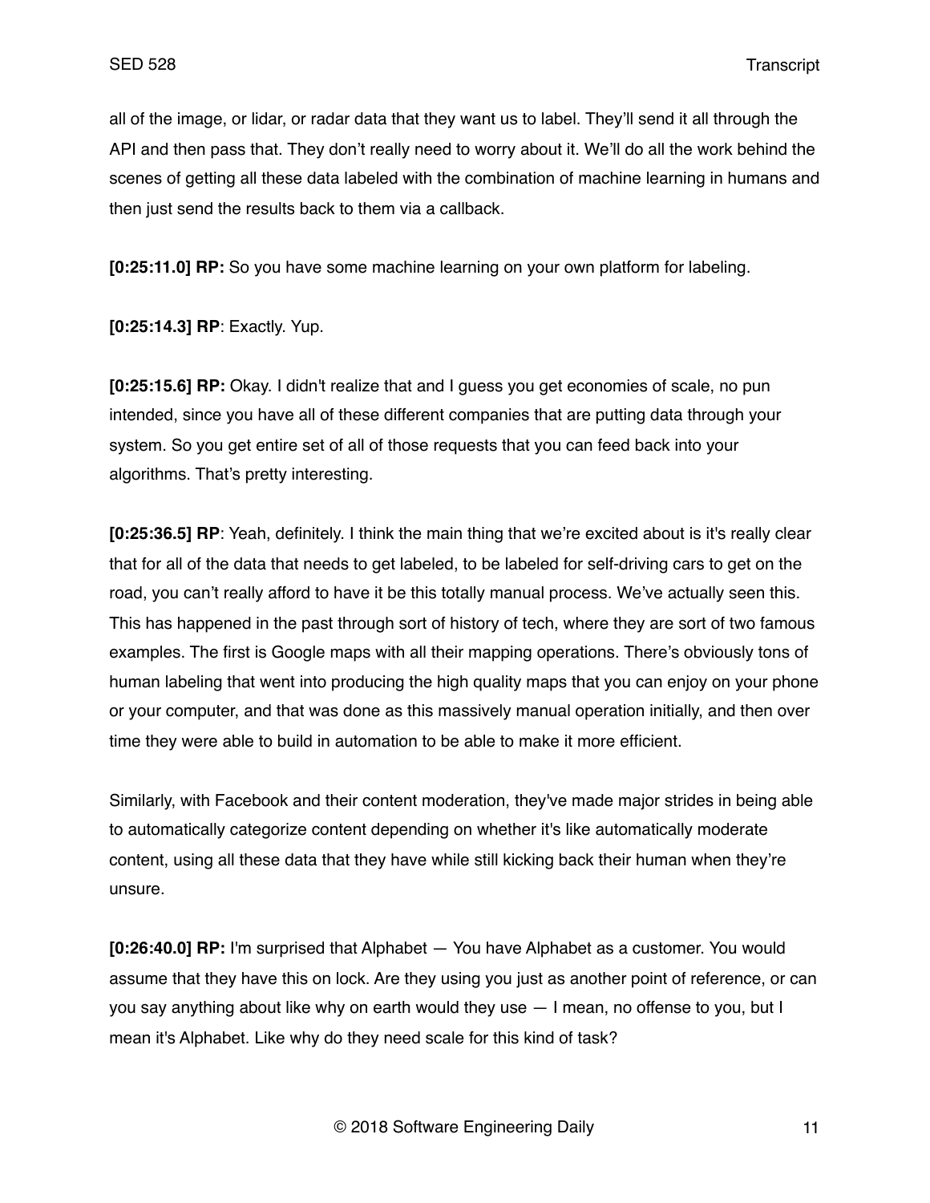all of the image, or lidar, or radar data that they want us to label. They'll send it all through the API and then pass that. They don't really need to worry about it. We'll do all the work behind the scenes of getting all these data labeled with the combination of machine learning in humans and then just send the results back to them via a callback.

**[0:25:11.0] RP:** So you have some machine learning on your own platform for labeling.

**[0:25:14.3] RP**: Exactly. Yup.

**[0:25:15.6] RP:** Okay. I didn't realize that and I guess you get economies of scale, no pun intended, since you have all of these different companies that are putting data through your system. So you get entire set of all of those requests that you can feed back into your algorithms. That's pretty interesting.

**[0:25:36.5] RP**: Yeah, definitely. I think the main thing that we're excited about is it's really clear that for all of the data that needs to get labeled, to be labeled for self-driving cars to get on the road, you can't really afford to have it be this totally manual process. We've actually seen this. This has happened in the past through sort of history of tech, where they are sort of two famous examples. The first is Google maps with all their mapping operations. There's obviously tons of human labeling that went into producing the high quality maps that you can enjoy on your phone or your computer, and that was done as this massively manual operation initially, and then over time they were able to build in automation to be able to make it more efficient.

Similarly, with Facebook and their content moderation, they've made major strides in being able to automatically categorize content depending on whether it's like automatically moderate content, using all these data that they have while still kicking back their human when they're unsure.

**[0:26:40.0] RP:** I'm surprised that Alphabet — You have Alphabet as a customer. You would assume that they have this on lock. Are they using you just as another point of reference, or can you say anything about like why on earth would they use — I mean, no offense to you, but I mean it's Alphabet. Like why do they need scale for this kind of task?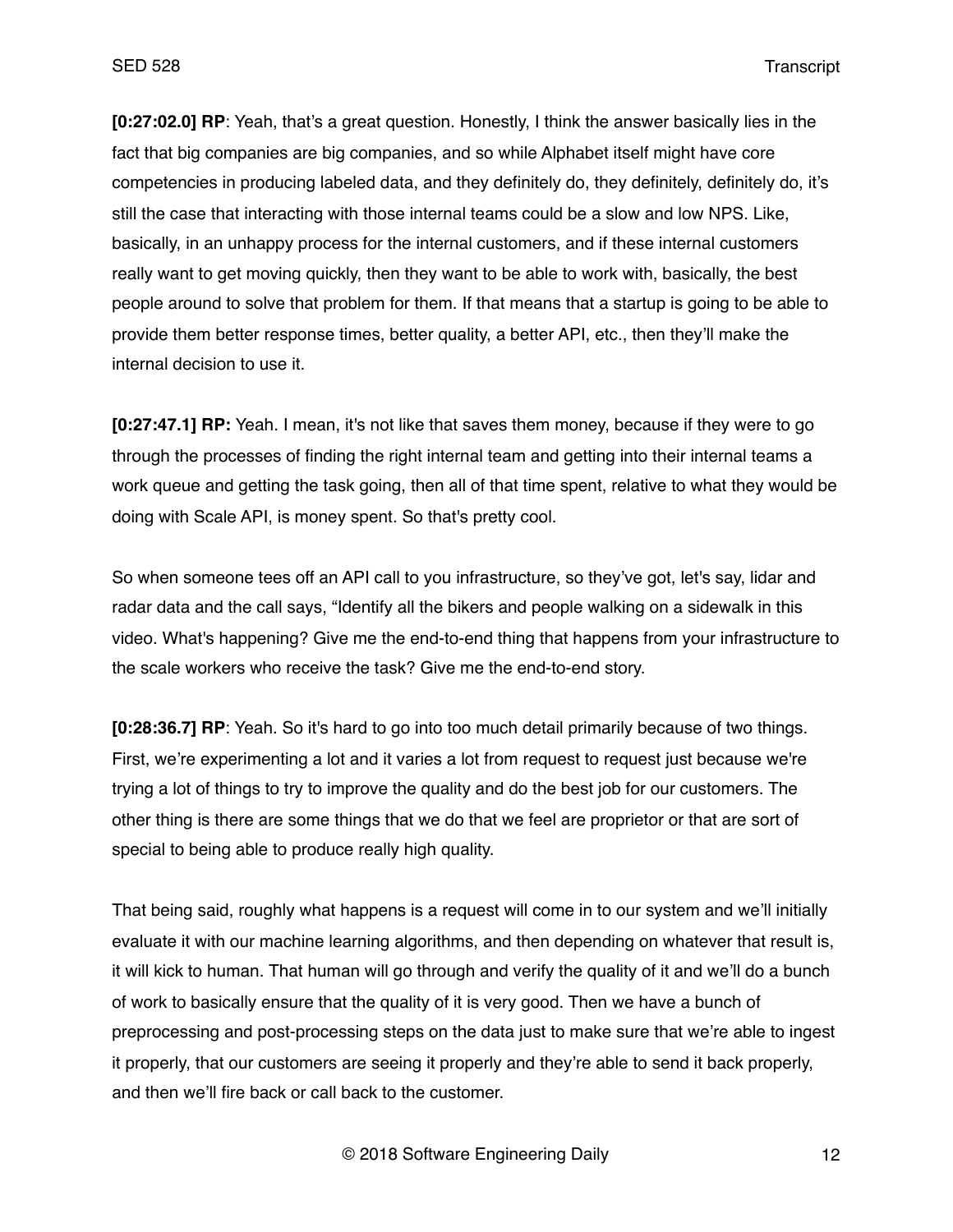**[0:27:02.0] RP**: Yeah, that's a great question. Honestly, I think the answer basically lies in the fact that big companies are big companies, and so while Alphabet itself might have core competencies in producing labeled data, and they definitely do, they definitely, definitely do, it's still the case that interacting with those internal teams could be a slow and low NPS. Like, basically, in an unhappy process for the internal customers, and if these internal customers really want to get moving quickly, then they want to be able to work with, basically, the best people around to solve that problem for them. If that means that a startup is going to be able to provide them better response times, better quality, a better API, etc., then they'll make the internal decision to use it.

**[0:27:47.1] RP:** Yeah. I mean, it's not like that saves them money, because if they were to go through the processes of finding the right internal team and getting into their internal teams a work queue and getting the task going, then all of that time spent, relative to what they would be doing with Scale API, is money spent. So that's pretty cool.

So when someone tees off an API call to you infrastructure, so they've got, let's say, lidar and radar data and the call says, "Identify all the bikers and people walking on a sidewalk in this video. What's happening? Give me the end-to-end thing that happens from your infrastructure to the scale workers who receive the task? Give me the end-to-end story.

**[0:28:36.7] RP**: Yeah. So it's hard to go into too much detail primarily because of two things. First, we're experimenting a lot and it varies a lot from request to request just because we're trying a lot of things to try to improve the quality and do the best job for our customers. The other thing is there are some things that we do that we feel are proprietor or that are sort of special to being able to produce really high quality.

That being said, roughly what happens is a request will come in to our system and we'll initially evaluate it with our machine learning algorithms, and then depending on whatever that result is, it will kick to human. That human will go through and verify the quality of it and we'll do a bunch of work to basically ensure that the quality of it is very good. Then we have a bunch of preprocessing and post-processing steps on the data just to make sure that we're able to ingest it properly, that our customers are seeing it properly and they're able to send it back properly, and then we'll fire back or call back to the customer.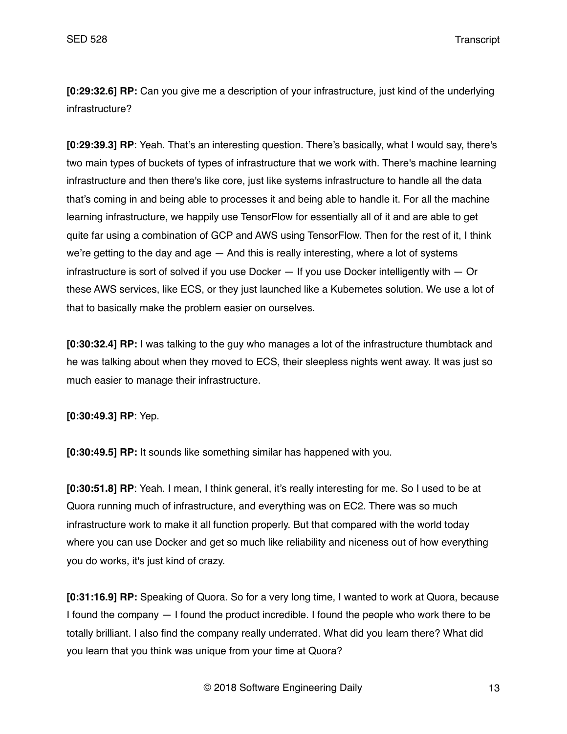**[0:29:32.6] RP:** Can you give me a description of your infrastructure, just kind of the underlying infrastructure?

**[0:29:39.3] RP**: Yeah. That's an interesting question. There's basically, what I would say, there's two main types of buckets of types of infrastructure that we work with. There's machine learning infrastructure and then there's like core, just like systems infrastructure to handle all the data that's coming in and being able to processes it and being able to handle it. For all the machine learning infrastructure, we happily use TensorFlow for essentially all of it and are able to get quite far using a combination of GCP and AWS using TensorFlow. Then for the rest of it, I think we're getting to the day and age — And this is really interesting, where a lot of systems infrastructure is sort of solved if you use Docker — If you use Docker intelligently with — Or these AWS services, like ECS, or they just launched like a Kubernetes solution. We use a lot of that to basically make the problem easier on ourselves.

**[0:30:32.4] RP:** I was talking to the guy who manages a lot of the infrastructure thumbtack and he was talking about when they moved to ECS, their sleepless nights went away. It was just so much easier to manage their infrastructure.

**[0:30:49.3] RP**: Yep.

**[0:30:49.5] RP:** It sounds like something similar has happened with you.

**[0:30:51.8] RP**: Yeah. I mean, I think general, it's really interesting for me. So I used to be at Quora running much of infrastructure, and everything was on EC2. There was so much infrastructure work to make it all function properly. But that compared with the world today where you can use Docker and get so much like reliability and niceness out of how everything you do works, it's just kind of crazy.

**[0:31:16.9] RP:** Speaking of Quora. So for a very long time, I wanted to work at Quora, because I found the company — I found the product incredible. I found the people who work there to be totally brilliant. I also find the company really underrated. What did you learn there? What did you learn that you think was unique from your time at Quora?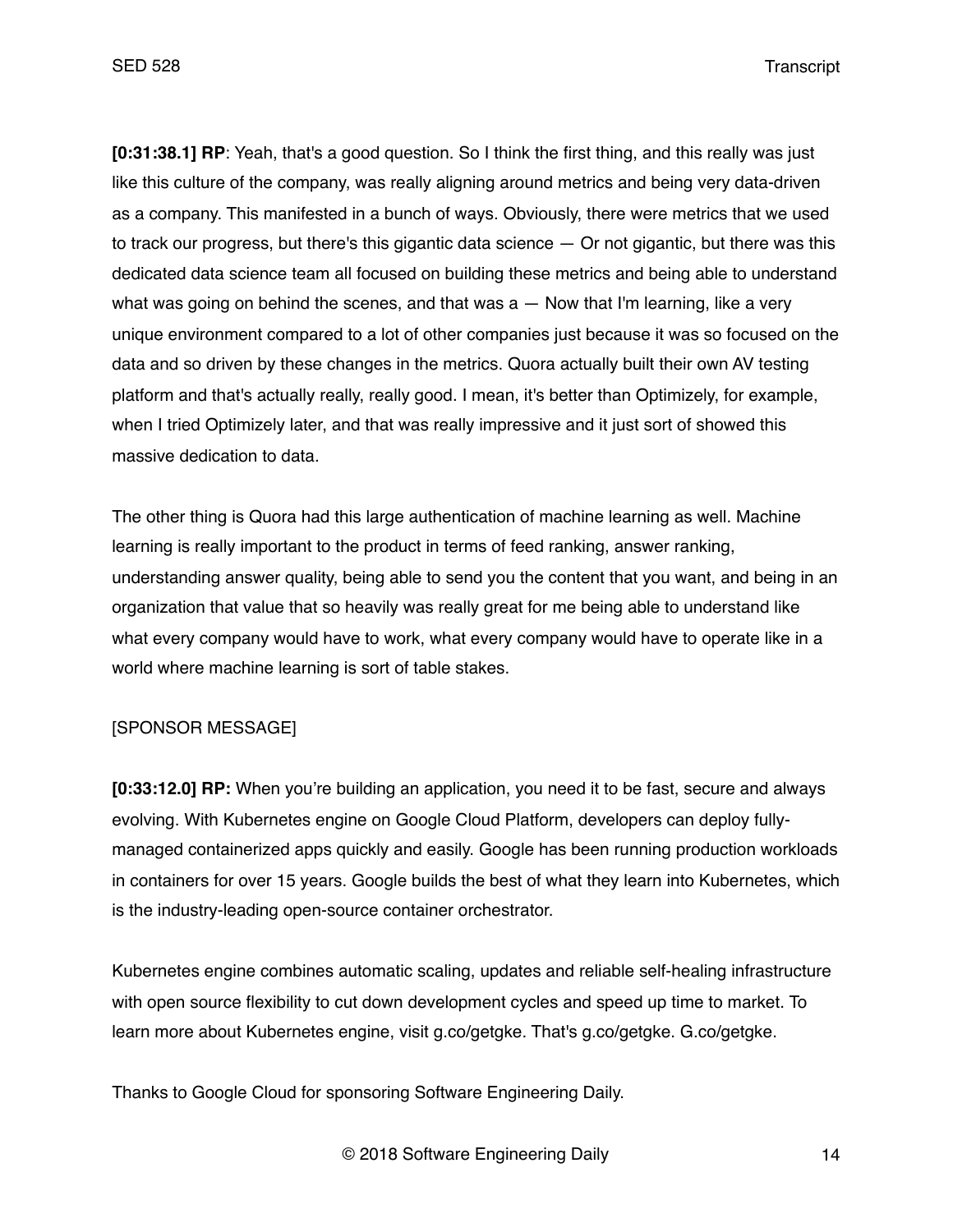**[0:31:38.1] RP**: Yeah, that's a good question. So I think the first thing, and this really was just like this culture of the company, was really aligning around metrics and being very data-driven as a company. This manifested in a bunch of ways. Obviously, there were metrics that we used to track our progress, but there's this gigantic data science — Or not gigantic, but there was this dedicated data science team all focused on building these metrics and being able to understand what was going on behind the scenes, and that was a — Now that I'm learning, like a very unique environment compared to a lot of other companies just because it was so focused on the data and so driven by these changes in the metrics. Quora actually built their own AV testing platform and that's actually really, really good. I mean, it's better than Optimizely, for example, when I tried Optimizely later, and that was really impressive and it just sort of showed this massive dedication to data.

The other thing is Quora had this large authentication of machine learning as well. Machine learning is really important to the product in terms of feed ranking, answer ranking, understanding answer quality, being able to send you the content that you want, and being in an organization that value that so heavily was really great for me being able to understand like what every company would have to work, what every company would have to operate like in a world where machine learning is sort of table stakes.

[SPONSOR MESSAGE]

**[0:33:12.0] RP:** When you're building an application, you need it to be fast, secure and always evolving. With Kubernetes engine on Google Cloud Platform, developers can deploy fully-managed containerized apps quickly and easily. Google has been running production workloads in containers for over 15 years. Google builds the best of what they learn into Kubernetes, which is the industry-leading open-source container orchestrator.

Kubernetes engine combines automatic scaling, updates and reliable self-healing infrastructure with open source flexibility to cut down development cycles and speed up time to market. To learn more about Kubernetes engine, visit g.co/getgke. That's g.co/getgke. G.co/getgke.

Thanks to Google Cloud for sponsoring Software Engineering Daily.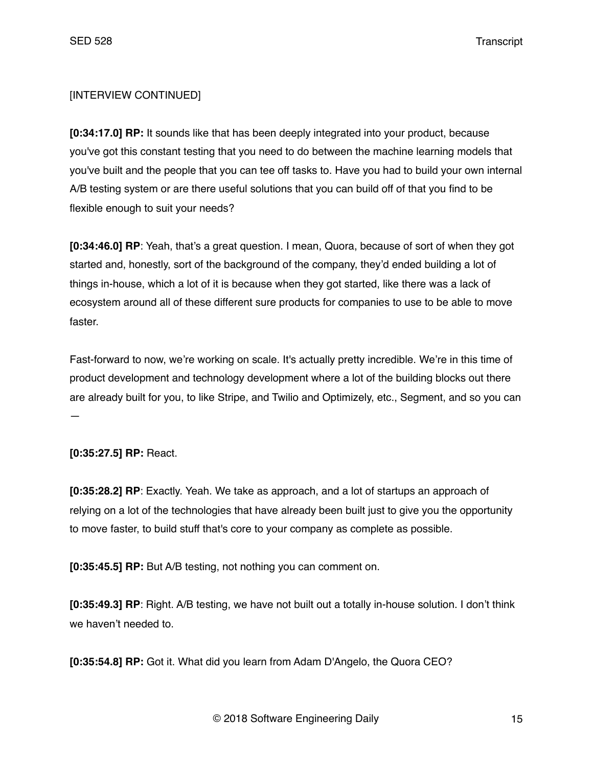[INTERVIEW CONTINUED]

**[0:34:17.0] RP:** It sounds like that has been deeply integrated into your product, because you've got this constant testing that you need to do between the machine learning models that you've built and the people that you can tee off tasks to. Have you had to build your own internal A/B testing system or are there useful solutions that you can build off of that you find to be flexible enough to suit your needs?

**[0:34:46.0] RP**: Yeah, that's a great question. I mean, Quora, because of sort of when they got started and, honestly, sort of the background of the company, they'd ended building a lot of things in-house, which a lot of it is because when they got started, like there was a lack of ecosystem around all of these different sure products for companies to use to be able to move faster.

Fast-forward to now, we're working on scale. It's actually pretty incredible. We're in this time of product development and technology development where a lot of the building blocks out there are already built for you, to like Stripe, and Twilio and Optimizely, etc., Segment, and so you can —

**[0:35:27.5] RP:** React.

**[0:35:28.2] RP**: Exactly. Yeah. We take as approach, and a lot of startups an approach of relying on a lot of the technologies that have already been built just to give you the opportunity to move faster, to build stuff that's core to your company as complete as possible.

**[0:35:45.5] RP:** But A/B testing, not nothing you can comment on.

**[0:35:49.3] RP**: Right. A/B testing, we have not built out a totally in-house solution. I don't think we haven't needed to.

**[0:35:54.8] RP:** Got it. What did you learn from Adam D'Angelo, the Quora CEO?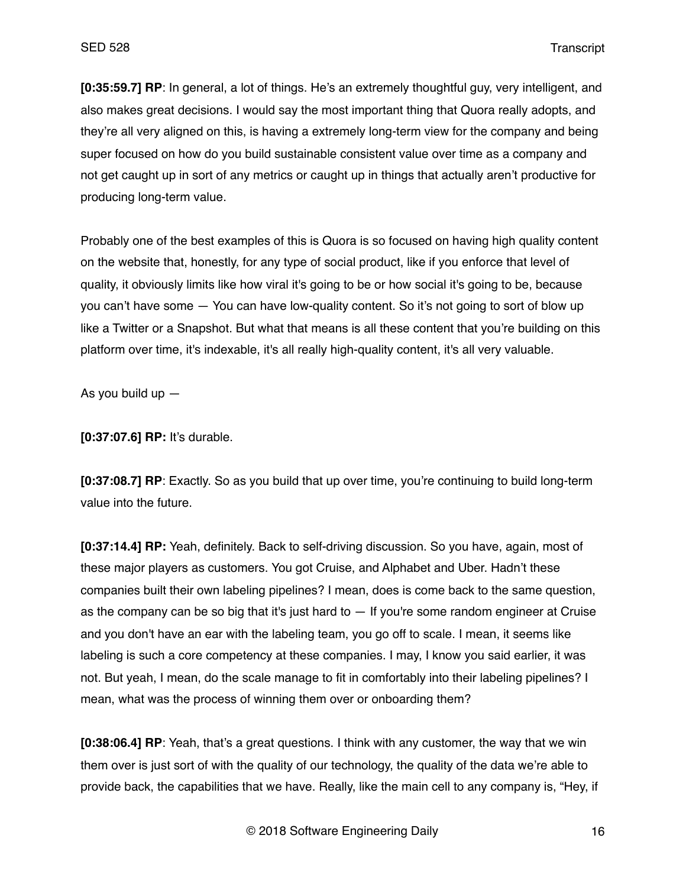**[0:35:59.7] RP**: In general, a lot of things. He's an extremely thoughtful guy, very intelligent, and also makes great decisions. I would say the most important thing that Quora really adopts, and they're all very aligned on this, is having a extremely long-term view for the company and being super focused on how do you build sustainable consistent value over time as a company and not get caught up in sort of any metrics or caught up in things that actually aren't productive for producing long-term value.

Probably one of the best examples of this is Quora is so focused on having high quality content on the website that, honestly, for any type of social product, like if you enforce that level of quality, it obviously limits like how viral it's going to be or how social it's going to be, because you can't have some — You can have low-quality content. So it's not going to sort of blow up like a Twitter or a Snapshot. But what that means is all these content that you're building on this platform over time, it's indexable, it's all really high-quality content, it's all very valuable.

As you build up —

**[0:37:07.6] RP:** It's durable.

**[0:37:08.7] RP**: Exactly. So as you build that up over time, you're continuing to build long-term value into the future.

**[0:37:14.4] RP:** Yeah, definitely. Back to self-driving discussion. So you have, again, most of these major players as customers. You got Cruise, and Alphabet and Uber. Hadn't these companies built their own labeling pipelines? I mean, does is come back to the same question, as the company can be so big that it's just hard to — If you're some random engineer at Cruise and you don't have an ear with the labeling team, you go off to scale. I mean, it seems like labeling is such a core competency at these companies. I may, I know you said earlier, it was not. But yeah, I mean, do the scale manage to fit in comfortably into their labeling pipelines? I mean, what was the process of winning them over or onboarding them?

**[0:38:06.4] RP**: Yeah, that's a great questions. I think with any customer, the way that we win them over is just sort of with the quality of our technology, the quality of the data we're able to provide back, the capabilities that we have. Really, like the main cell to any company is, "Hey, if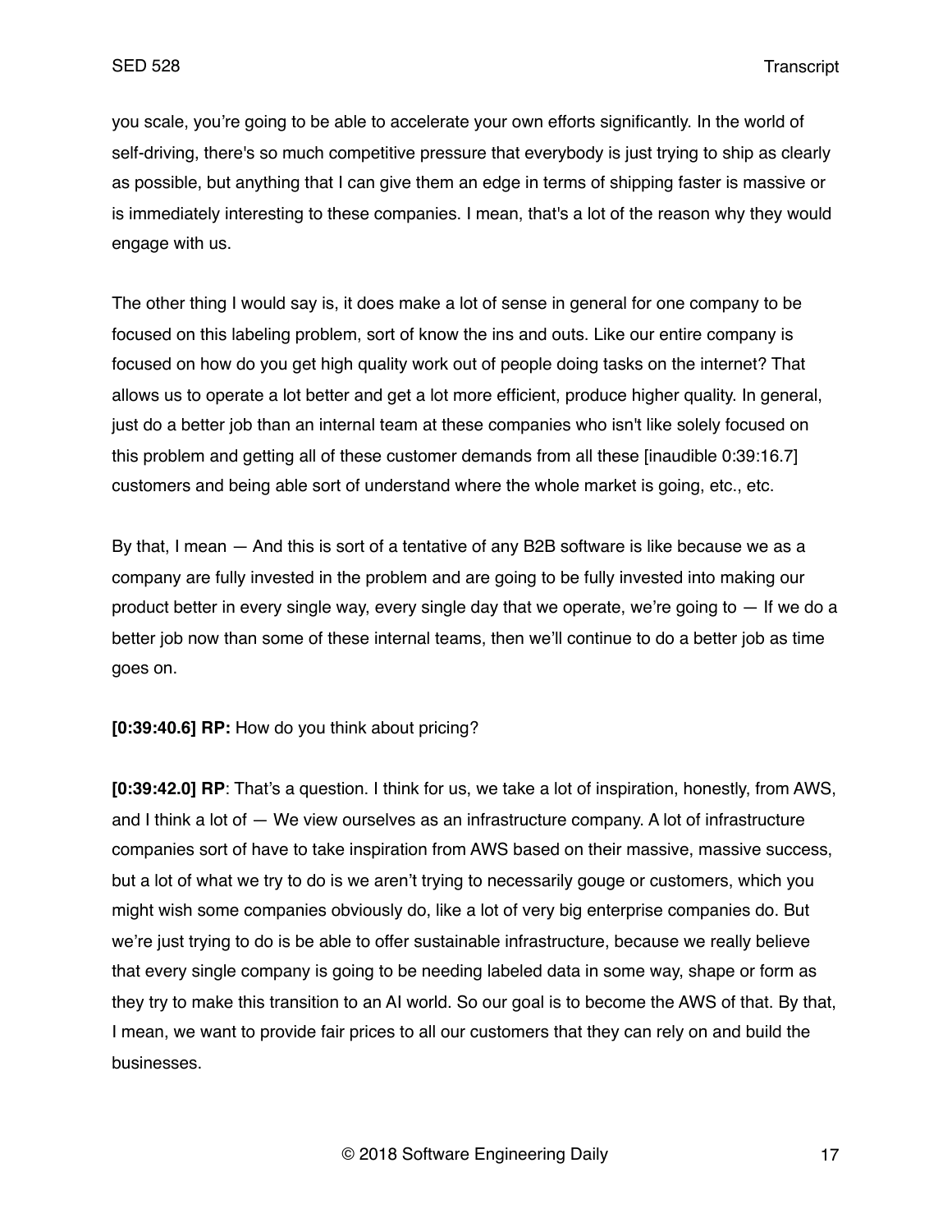you scale, you're going to be able to accelerate your own efforts significantly. In the world of self-driving, there's so much competitive pressure that everybody is just trying to ship as clearly as possible, but anything that I can give them an edge in terms of shipping faster is massive or is immediately interesting to these companies. I mean, that's a lot of the reason why they would engage with us.

The other thing I would say is, it does make a lot of sense in general for one company to be focused on this labeling problem, sort of know the ins and outs. Like our entire company is focused on how do you get high quality work out of people doing tasks on the internet? That allows us to operate a lot better and get a lot more efficient, produce higher quality. In general, just do a better job than an internal team at these companies who isn't like solely focused on this problem and getting all of these customer demands from all these [inaudible 0:39:16.7] customers and being able sort of understand where the whole market is going, etc., etc.

By that, I mean — And this is sort of a tentative of any B2B software is like because we as a company are fully invested in the problem and are going to be fully invested into making our product better in every single way, every single day that we operate, we're going to — If we do a better job now than some of these internal teams, then we'll continue to do a better job as time goes on.

**[0:39:40.6] RP:** How do you think about pricing?

**[0:39:42.0] RP**: That's a question. I think for us, we take a lot of inspiration, honestly, from AWS, and I think a lot of — We view ourselves as an infrastructure company. A lot of infrastructure companies sort of have to take inspiration from AWS based on their massive, massive success, but a lot of what we try to do is we aren't trying to necessarily gouge or customers, which you might wish some companies obviously do, like a lot of very big enterprise companies do. But we're just trying to do is be able to offer sustainable infrastructure, because we really believe that every single company is going to be needing labeled data in some way, shape or form as they try to make this transition to an AI world. So our goal is to become the AWS of that. By that, I mean, we want to provide fair prices to all our customers that they can rely on and build the businesses.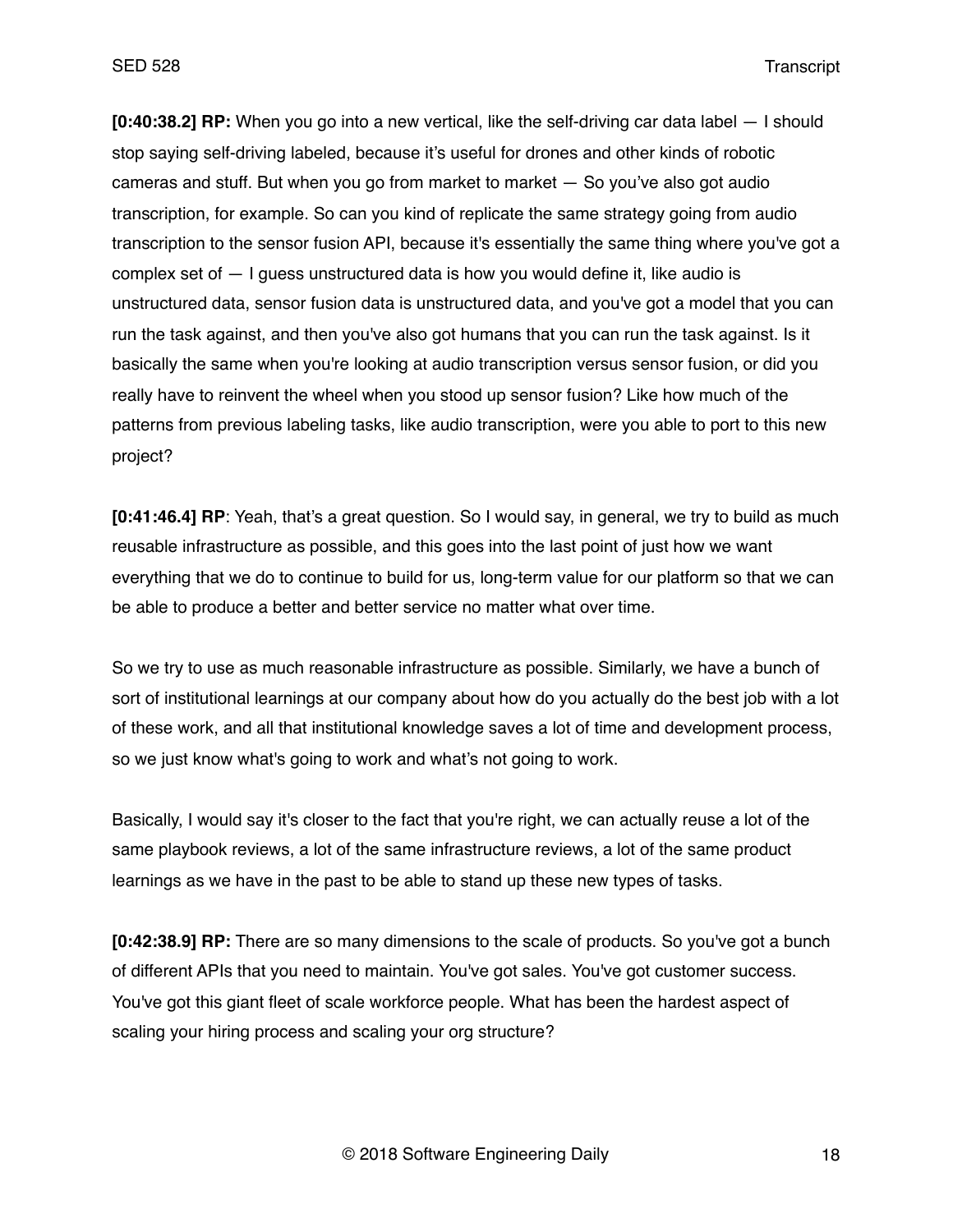**[0:40:38.2] RP:** When you go into a new vertical, like the self-driving car data label — I should stop saying self-driving labeled, because it's useful for drones and other kinds of robotic cameras and stuff. But when you go from market to market — So you've also got audio transcription, for example. So can you kind of replicate the same strategy going from audio transcription to the sensor fusion API, because it's essentially the same thing where you've got a complex set of — I guess unstructured data is how you would define it, like audio is unstructured data, sensor fusion data is unstructured data, and you've got a model that you can run the task against, and then you've also got humans that you can run the task against. Is it basically the same when you're looking at audio transcription versus sensor fusion, or did you really have to reinvent the wheel when you stood up sensor fusion? Like how much of the patterns from previous labeling tasks, like audio transcription, were you able to port to this new project?

**[0:41:46.4] RP**: Yeah, that's a great question. So I would say, in general, we try to build as much reusable infrastructure as possible, and this goes into the last point of just how we want everything that we do to continue to build for us, long-term value for our platform so that we can be able to produce a better and better service no matter what over time.

So we try to use as much reasonable infrastructure as possible. Similarly, we have a bunch of sort of institutional learnings at our company about how do you actually do the best job with a lot of these work, and all that institutional knowledge saves a lot of time and development process, so we just know what's going to work and what's not going to work.

Basically, I would say it's closer to the fact that you're right, we can actually reuse a lot of the same playbook reviews, a lot of the same infrastructure reviews, a lot of the same product learnings as we have in the past to be able to stand up these new types of tasks.

**[0:42:38.9] RP:** There are so many dimensions to the scale of products. So you've got a bunch of different APIs that you need to maintain. You've got sales. You've got customer success. You've got this giant fleet of scale workforce people. What has been the hardest aspect of scaling your hiring process and scaling your org structure?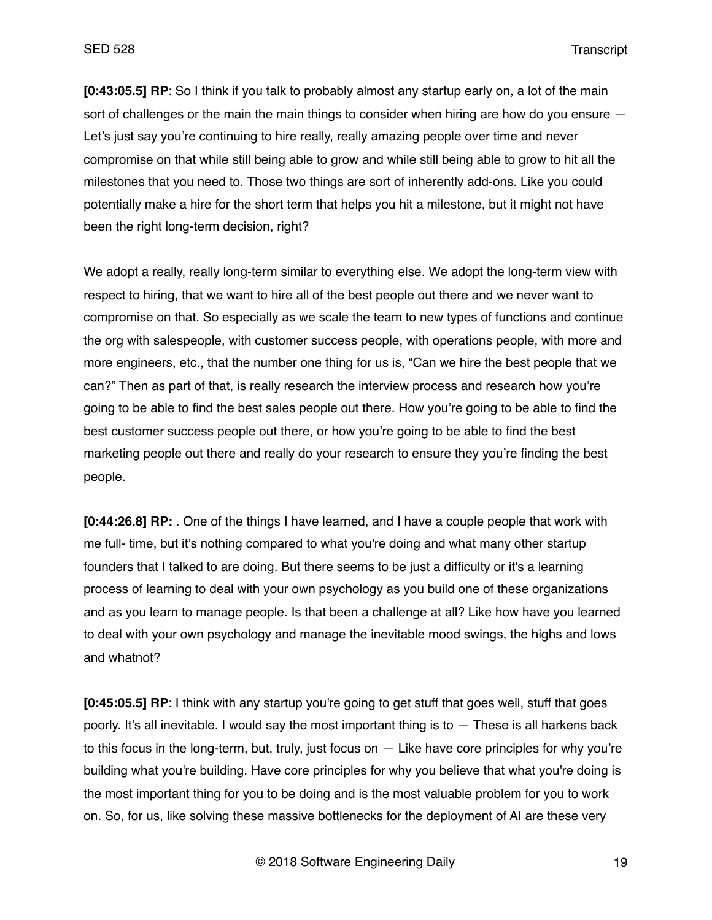**[0:43:05.5] RP**: So I think if you talk to probably almost any startup early on, a lot of the main sort of challenges or the main the main things to consider when hiring are how do you ensure — Let's just say you're continuing to hire really, really amazing people over time and never compromise on that while still being able to grow and while still being able to grow to hit all the milestones that you need to. Those two things are sort of inherently add-ons. Like you could potentially make a hire for the short term that helps you hit a milestone, but it might not have been the right long-term decision, right?

We adopt a really, really long-term similar to everything else. We adopt the long-term view with respect to hiring, that we want to hire all of the best people out there and we never want to compromise on that. So especially as we scale the team to new types of functions and continue the org with salespeople, with customer success people, with operations people, with more and more engineers, etc., that the number one thing for us is, "Can we hire the best people that we can?" Then as part of that, is really research the interview process and research how you're going to be able to find the best sales people out there. How you're going to be able to find the best customer success people out there, or how you're going to be able to find the best marketing people out there and really do your research to ensure they you're finding the best people.

**[0:44:26.8] RP:** . One of the things I have learned, and I have a couple people that work with me full- time, but it's nothing compared to what you're doing and what many other startup founders that I talked to are doing. But there seems to be just a difficulty or it's a learning process of learning to deal with your own psychology as you build one of these organizations and as you learn to manage people. Is that been a challenge at all? Like how have you learned to deal with your own psychology and manage the inevitable mood swings, the highs and lows and whatnot?

**[0:45:05.5] RP**: I think with any startup you're going to get stuff that goes well, stuff that goes poorly. It's all inevitable. I would say the most important thing is to — These is all harkens back to this focus in the long-term, but, truly, just focus on — Like have core principles for why you're building what you're building. Have core principles for why you believe that what you're doing is the most important thing for you to be doing and is the most valuable problem for you to work on. So, for us, like solving these massive bottlenecks for the deployment of AI are these very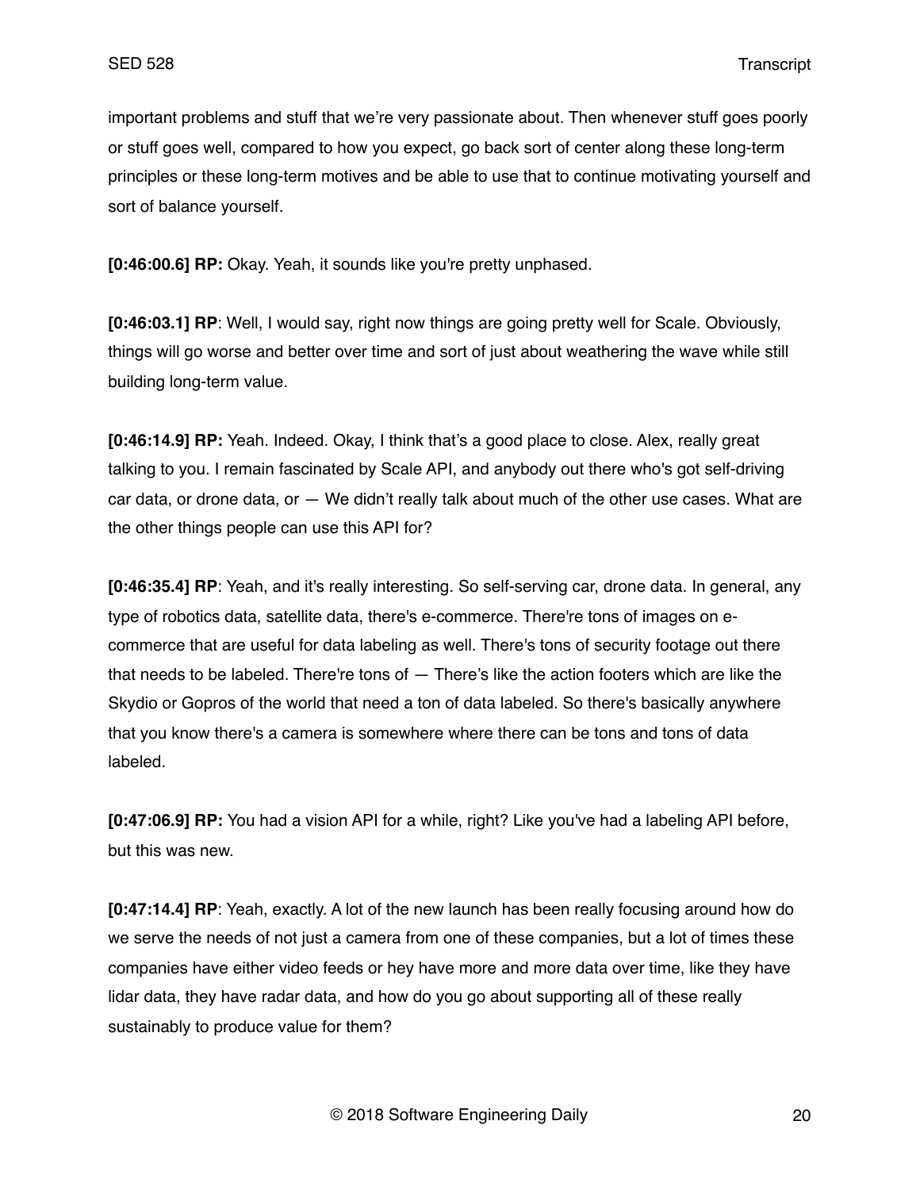important problems and stuff that we're very passionate about. Then whenever stuff goes poorly or stuff goes well, compared to how you expect, go back sort of center along these long-term principles or these long-term motives and be able to use that to continue motivating yourself and sort of balance yourself.

**[0:46:00.6] RP:** Okay. Yeah, it sounds like you're pretty unphased.

**[0:46:03.1] RP**: Well, I would say, right now things are going pretty well for Scale. Obviously, things will go worse and better over time and sort of just about weathering the wave while still building long-term value.

**[0:46:14.9] RP:** Yeah. Indeed. Okay, I think that's a good place to close. Alex, really great talking to you. I remain fascinated by Scale API, and anybody out there who's got self-driving car data, or drone data, or — We didn't really talk about much of the other use cases. What are the other things people can use this API for?

**[0:46:35.4] RP**: Yeah, and it's really interesting. So self-serving car, drone data. In general, any type of robotics data, satellite data, there's e-commerce. There're tons of images on e-commerce that are useful for data labeling as well. There's tons of security footage out there that needs to be labeled. There're tons of — There's like the action footers which are like the Skydio or Gopros of the world that need a ton of data labeled. So there's basically anywhere that you know there's a camera is somewhere where there can be tons and tons of data labeled.

**[0:47:06.9] RP:** You had a vision API for a while, right? Like you've had a labeling API before, but this was new.

**[0:47:14.4] RP**: Yeah, exactly. A lot of the new launch has been really focusing around how do we serve the needs of not just a camera from one of these companies, but a lot of times these companies have either video feeds or hey have more and more data over time, like they have lidar data, they have radar data, and how do you go about supporting all of these really sustainably to produce value for them?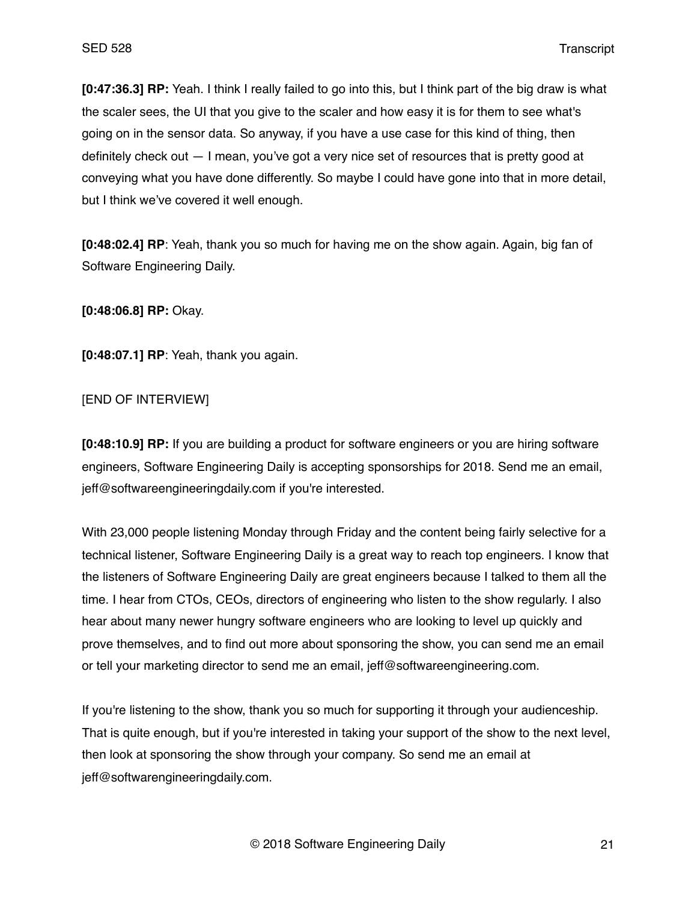**[0:47:36.3] RP:** Yeah. I think I really failed to go into this, but I think part of the big draw is what the scaler sees, the UI that you give to the scaler and how easy it is for them to see what's going on in the sensor data. So anyway, if you have a use case for this kind of thing, then definitely check out — I mean, you've got a very nice set of resources that is pretty good at conveying what you have done differently. So maybe I could have gone into that in more detail, but I think we've covered it well enough.

**[0:48:02.4] RP**: Yeah, thank you so much for having me on the show again. Again, big fan of Software Engineering Daily.

**[0:48:06.8] RP:** Okay.

**[0:48:07.1] RP**: Yeah, thank you again.

[END OF INTERVIEW]

**[0:48:10.9] RP:** If you are building a product for software engineers or you are hiring software engineers, Software Engineering Daily is accepting sponsorships for 2018. Send me an email, jeff@softwareengineeringdaily.com if you're interested.

With 23,000 people listening Monday through Friday and the content being fairly selective for a technical listener, Software Engineering Daily is a great way to reach top engineers. I know that the listeners of Software Engineering Daily are great engineers because I talked to them all the time. I hear from CTOs, CEOs, directors of engineering who listen to the show regularly. I also hear about many newer hungry software engineers who are looking to level up quickly and prove themselves, and to find out more about sponsoring the show, you can send me an email or tell your marketing director to send me an email, jeff@softwareengineering.com.

If you're listening to the show, thank you so much for supporting it through your audienceship. That is quite enough, but if you're interested in taking your support of the show to the next level, then look at sponsoring the show through your company. So send me an email at jeff@softwarengineeringdaily.com.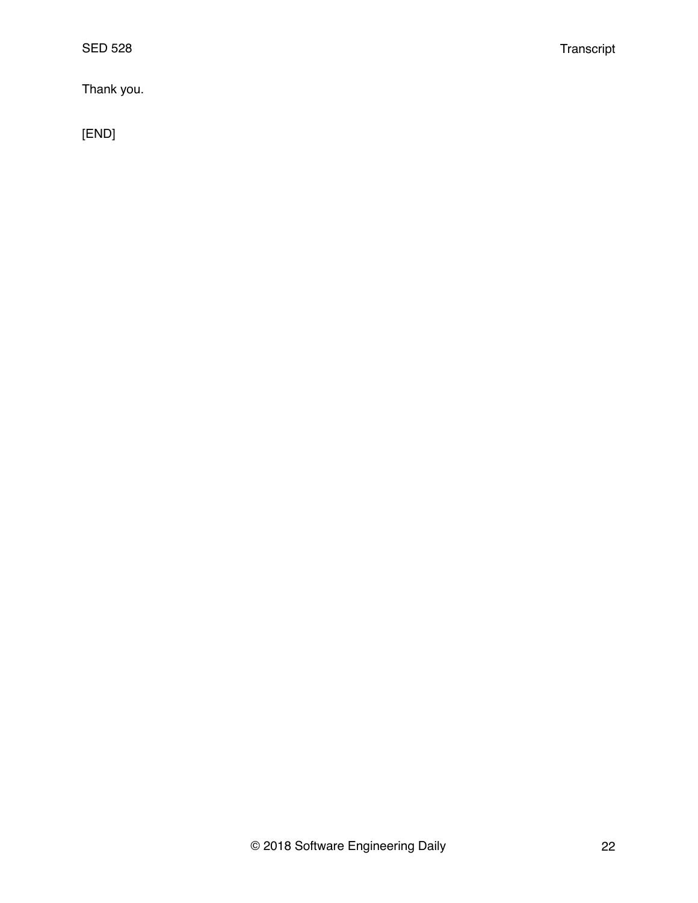Thank you.

[END]